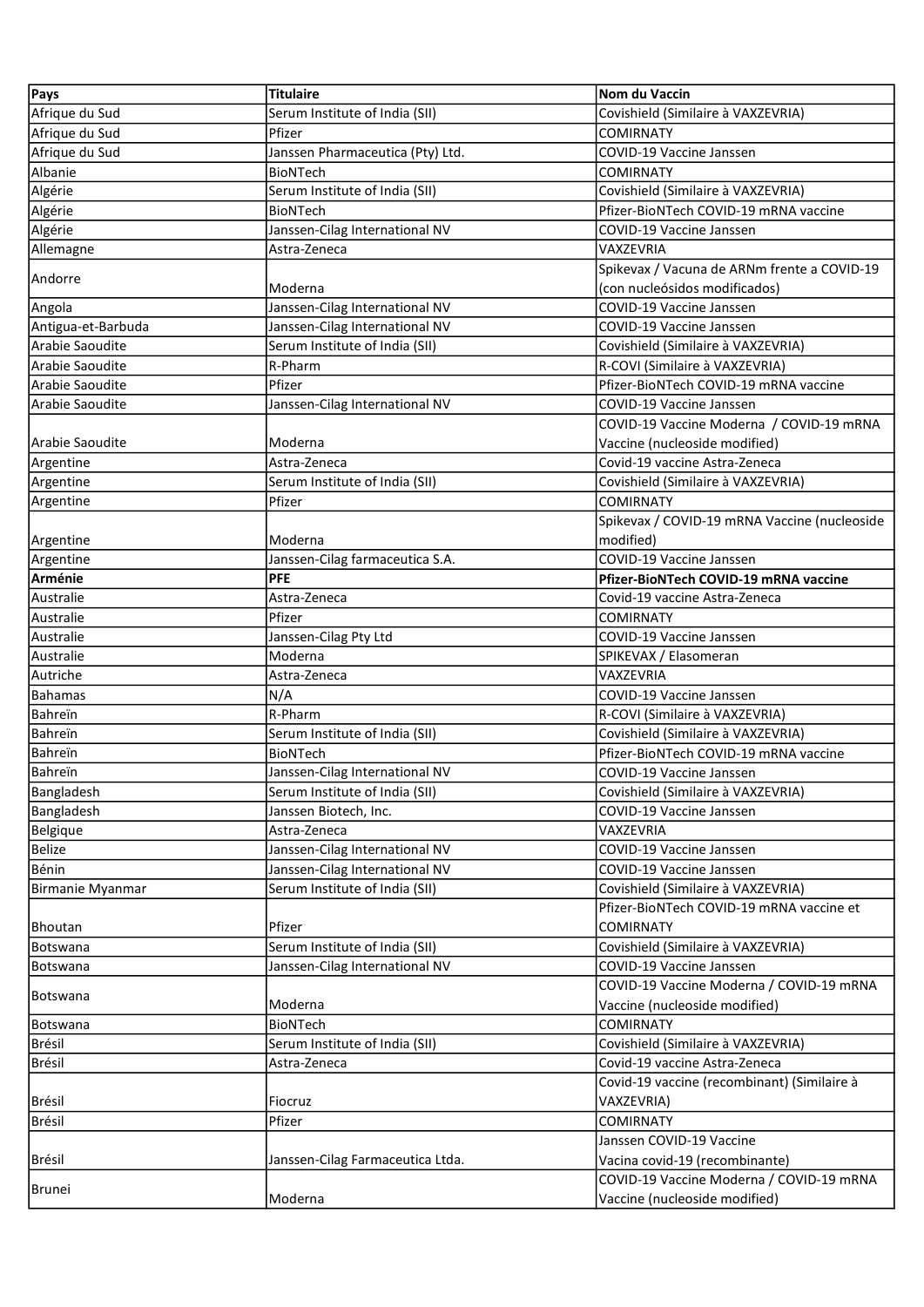| Pays | Titulaire | Nom du Vaccin |
| --- | --- | --- |
| Afrique du Sud | Serum Institute of India (SII) | Covishield (Similaire à VAXZEVRIA) |
| Afrique du Sud | Pfizer | COMIRNATY |
| Afrique du Sud | Janssen Pharmaceutica (Pty) Ltd. | COVID-19 Vaccine Janssen |
| Albanie | BioNTech | COMIRNATY |
| Algérie | Serum Institute of India (SII) | Covishield (Similaire à VAXZEVRIA) |
| Algérie | BioNTech | Pfizer-BioNTech COVID-19 mRNA vaccine |
| Algérie | Janssen-Cilag International NV | COVID-19 Vaccine Janssen |
| Allemagne | Astra-Zeneca | VAXZEVRIA |
| Andorre | Moderna | Spikevax / Vacuna de ARNm frente a COVID-19 (con nucleósidos modificados) |
| Angola | Janssen-Cilag International NV | COVID-19 Vaccine Janssen |
| Antigua-et-Barbuda | Janssen-Cilag International NV | COVID-19 Vaccine Janssen |
| Arabie Saoudite | Serum Institute of India (SII) | Covishield (Similaire à VAXZEVRIA) |
| Arabie Saoudite | R-Pharm | R-COVI (Similaire à VAXZEVRIA) |
| Arabie Saoudite | Pfizer | Pfizer-BioNTech COVID-19 mRNA vaccine |
| Arabie Saoudite | Janssen-Cilag International NV | COVID-19 Vaccine Janssen |
| Arabie Saoudite | Moderna | COVID-19 Vaccine Moderna / COVID-19 mRNA Vaccine (nucleoside modified) |
| Argentine | Astra-Zeneca | Covid-19 vaccine Astra-Zeneca |
| Argentine | Serum Institute of India (SII) | Covishield (Similaire à VAXZEVRIA) |
| Argentine | Pfizer | COMIRNATY |
| Argentine | Moderna | Spikevax / COVID-19 mRNA Vaccine (nucleoside modified) |
| Argentine | Janssen-Cilag farmaceutica S.A. | COVID-19 Vaccine Janssen |
| **Arménie** | **PFE** | **Pfizer-BioNTech COVID-19 mRNA vaccine** |
| Australie | Astra-Zeneca | Covid-19 vaccine Astra-Zeneca |
| Australie | Pfizer | COMIRNATY |
| Australie | Janssen-Cilag Pty Ltd | COVID-19 Vaccine Janssen |
| Australie | Moderna | SPIKEVAX / Elasomeran |
| Autriche | Astra-Zeneca | VAXZEVRIA |
| Bahamas | N/A | COVID-19 Vaccine Janssen |
| Bahreïn | R-Pharm | R-COVI (Similaire à VAXZEVRIA) |
| Bahreïn | Serum Institute of India (SII) | Covishield (Similaire à VAXZEVRIA) |
| Bahreïn | BioNTech | Pfizer-BioNTech COVID-19 mRNA vaccine |
| Bahreïn | Janssen-Cilag International NV | COVID-19 Vaccine Janssen |
| Bangladesh | Serum Institute of India (SII) | Covishield (Similaire à VAXZEVRIA) |
| Bangladesh | Janssen Biotech, Inc. | COVID-19 Vaccine Janssen |
| Belgique | Astra-Zeneca | VAXZEVRIA |
| Belize | Janssen-Cilag International NV | COVID-19 Vaccine Janssen |
| Bénin | Janssen-Cilag International NV | COVID-19 Vaccine Janssen |
| Birmanie Myanmar | Serum Institute of India (SII) | Covishield (Similaire à VAXZEVRIA) |
| Bhoutan | Pfizer | Pfizer-BioNTech COVID-19 mRNA vaccine et COMIRNATY |
| Botswana | Serum Institute of India (SII) | Covishield (Similaire à VAXZEVRIA) |
| Botswana | Janssen-Cilag International NV | COVID-19 Vaccine Janssen |
| Botswana | Moderna | COVID-19 Vaccine Moderna / COVID-19 mRNA Vaccine (nucleoside modified) |
| Botswana | BioNTech | COMIRNATY |
| Brésil | Serum Institute of India (SII) | Covishield (Similaire à VAXZEVRIA) |
| Brésil | Astra-Zeneca | Covid-19 vaccine Astra-Zeneca |
| Brésil | Fiocruz | Covid-19 vaccine (recombinant) (Similaire à VAXZEVRIA) |
| Brésil | Pfizer | COMIRNATY |
| Brésil | Janssen-Cilag Farmaceutica Ltda. | Janssen COVID-19 Vaccine Vacina covid-19 (recombinante) |
| Brunei | Moderna | COVID-19 Vaccine Moderna / COVID-19 mRNA Vaccine (nucleoside modified) |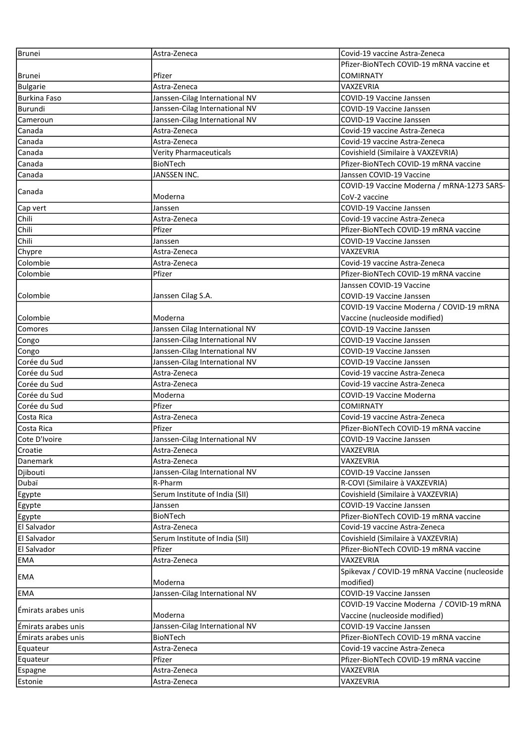| | | |
|---|---|---|
| Brunei | Astra-Zeneca | Covid-19 vaccine Astra-Zeneca |
| Brunei | Pfizer | Pfizer-BioNTech COVID-19 mRNA vaccine et COMIRNATY |
| Bulgarie | Astra-Zeneca | VAXZEVRIA |
| Burkina Faso | Janssen-Cilag International NV | COVID-19 Vaccine Janssen |
| Burundi | Janssen-Cilag International NV | COVID-19 Vaccine Janssen |
| Cameroun | Janssen-Cilag International NV | COVID-19 Vaccine Janssen |
| Canada | Astra-Zeneca | Covid-19 vaccine Astra-Zeneca |
| Canada | Astra-Zeneca | Covid-19 vaccine Astra-Zeneca |
| Canada | Verity Pharmaceuticals | Covishield (Similaire à VAXZEVRIA) |
| Canada | BioNTech | Pfizer-BioNTech COVID-19 mRNA vaccine |
| Canada | JANSSEN INC. | Janssen COVID-19 Vaccine |
| Canada | Moderna | COVID-19 Vaccine Moderna / mRNA-1273 SARS-CoV-2 vaccine |
| Cap vert | Janssen | COVID-19 Vaccine Janssen |
| Chili | Astra-Zeneca | Covid-19 vaccine Astra-Zeneca |
| Chili | Pfizer | Pfizer-BioNTech COVID-19 mRNA vaccine |
| Chili | Janssen | COVID-19 Vaccine Janssen |
| Chypre | Astra-Zeneca | VAXZEVRIA |
| Colombie | Astra-Zeneca | Covid-19 vaccine Astra-Zeneca |
| Colombie | Pfizer | Pfizer-BioNTech COVID-19 mRNA vaccine |
| Colombie | Janssen Cilag S.A. | Janssen COVID-19 Vaccine<br>COVID-19 Vaccine Janssen |
| Colombie | Moderna | COVID-19 Vaccine Moderna / COVID-19 mRNA Vaccine (nucleoside modified) |
| Comores | Janssen Cilag International NV | COVID-19 Vaccine Janssen |
| Congo | Janssen-Cilag International NV | COVID-19 Vaccine Janssen |
| Congo | Janssen-Cilag International NV | COVID-19 Vaccine Janssen |
| Corée du Sud | Janssen-Cilag International NV | COVID-19 Vaccine Janssen |
| Corée du Sud | Astra-Zeneca | Covid-19 vaccine Astra-Zeneca |
| Corée du Sud | Astra-Zeneca | Covid-19 vaccine Astra-Zeneca |
| Corée du Sud | Moderna | COVID-19 Vaccine Moderna |
| Corée du Sud | Pfizer | COMIRNATY |
| Costa Rica | Astra-Zeneca | Covid-19 vaccine Astra-Zeneca |
| Costa Rica | Pfizer | Pfizer-BioNTech COVID-19 mRNA vaccine |
| Cote D'Ivoire | Janssen-Cilag International NV | COVID-19 Vaccine Janssen |
| Croatie | Astra-Zeneca | VAXZEVRIA |
| Danemark | Astra-Zeneca | VAXZEVRIA |
| Djibouti | Janssen-Cilag International NV | COVID-19 Vaccine Janssen |
| Dubaï | R-Pharm | R-COVI (Similaire à VAXZEVRIA) |
| Egypte | Serum Institute of India (SII) | Covishield (Similaire à VAXZEVRIA) |
| Egypte | Janssen | COVID-19 Vaccine Janssen |
| Egypte | BioNTech | Pfizer-BioNTech COVID-19 mRNA vaccine |
| El Salvador | Astra-Zeneca | Covid-19 vaccine Astra-Zeneca |
| El Salvador | Serum Institute of India (SII) | Covishield (Similaire à VAXZEVRIA) |
| El Salvador | Pfizer | Pfizer-BioNTech COVID-19 mRNA vaccine |
| EMA | Astra-Zeneca | VAXZEVRIA |
| EMA | Moderna | Spikevax / COVID-19 mRNA Vaccine (nucleoside modified) |
| EMA | Janssen-Cilag International NV | COVID-19 Vaccine Janssen |
| Émirats arabes unis | Moderna | COVID-19 Vaccine Moderna / COVID-19 mRNA Vaccine (nucleoside modified) |
| Émirats arabes unis | Janssen-Cilag International NV | COVID-19 Vaccine Janssen |
| Émirats arabes unis | BioNTech | Pfizer-BioNTech COVID-19 mRNA vaccine |
| Equateur | Astra-Zeneca | Covid-19 vaccine Astra-Zeneca |
| Equateur | Pfizer | Pfizer-BioNTech COVID-19 mRNA vaccine |
| Espagne | Astra-Zeneca | VAXZEVRIA |
| Estonie | Astra-Zeneca | VAXZEVRIA |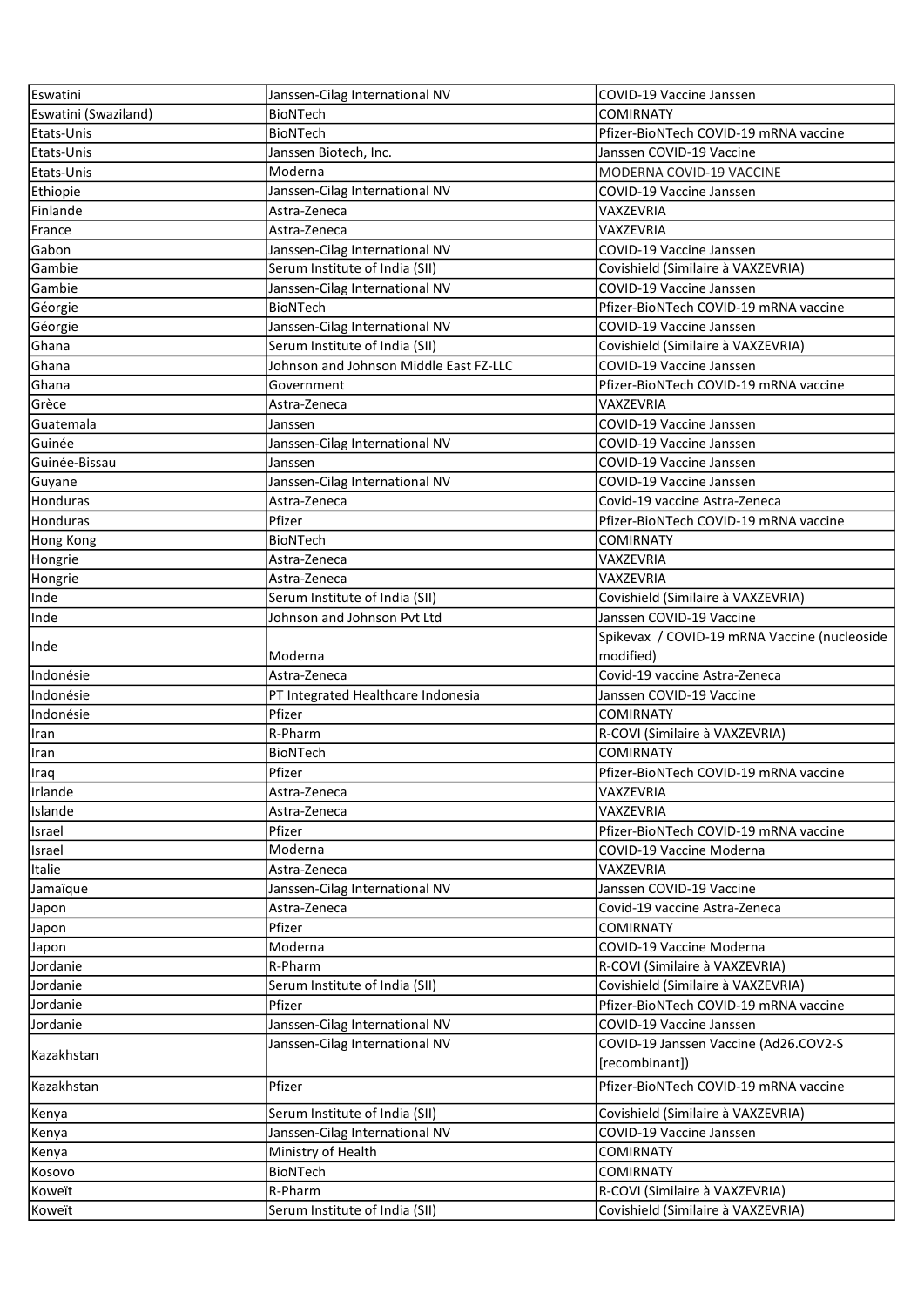| Eswatini | Janssen-Cilag International NV | COVID-19 Vaccine Janssen |
|---|---|---|
| Eswatini (Swaziland) | BioNTech | COMIRNATY |
| Etats-Unis | BioNTech | Pfizer-BioNTech COVID-19 mRNA vaccine |
| Etats-Unis | Janssen Biotech, Inc. | Janssen COVID-19 Vaccine |
| Etats-Unis | Moderna | MODERNA COVID-19 VACCINE |
| Ethiopie | Janssen-Cilag International NV | COVID-19 Vaccine Janssen |
| Finlande | Astra-Zeneca | VAXZEVRIA |
| France | Astra-Zeneca | VAXZEVRIA |
| Gabon | Janssen-Cilag International NV | COVID-19 Vaccine Janssen |
| Gambie | Serum Institute of India (SII) | Covishield (Similaire à VAXZEVRIA) |
| Gambie | Janssen-Cilag International NV | COVID-19 Vaccine Janssen |
| Géorgie | BioNTech | Pfizer-BioNTech COVID-19 mRNA vaccine |
| Géorgie | Janssen-Cilag International NV | COVID-19 Vaccine Janssen |
| Ghana | Serum Institute of India (SII) | Covishield (Similaire à VAXZEVRIA) |
| Ghana | Johnson and Johnson Middle East FZ-LLC | COVID-19 Vaccine Janssen |
| Ghana | Government | Pfizer-BioNTech COVID-19 mRNA vaccine |
| Grèce | Astra-Zeneca | VAXZEVRIA |
| Guatemala | Janssen | COVID-19 Vaccine Janssen |
| Guinée | Janssen-Cilag International NV | COVID-19 Vaccine Janssen |
| Guinée-Bissau | Janssen | COVID-19 Vaccine Janssen |
| Guyane | Janssen-Cilag International NV | COVID-19 Vaccine Janssen |
| Honduras | Astra-Zeneca | Covid-19 vaccine Astra-Zeneca |
| Honduras | Pfizer | Pfizer-BioNTech COVID-19 mRNA vaccine |
| Hong Kong | BioNTech | COMIRNATY |
| Hongrie | Astra-Zeneca | VAXZEVRIA |
| Hongrie | Astra-Zeneca | VAXZEVRIA |
| Inde | Serum Institute of India (SII) | Covishield (Similaire à VAXZEVRIA) |
| Inde | Johnson and Johnson Pvt Ltd | Janssen COVID-19 Vaccine |
| Inde | Moderna | Spikevax / COVID-19 mRNA Vaccine (nucleoside modified) |
| Indonésie | Astra-Zeneca | Covid-19 vaccine Astra-Zeneca |
| Indonésie | PT Integrated Healthcare Indonesia | Janssen COVID-19 Vaccine |
| Indonésie | Pfizer | COMIRNATY |
| Iran | R-Pharm | R-COVI (Similaire à VAXZEVRIA) |
| Iran | BioNTech | COMIRNATY |
| Iraq | Pfizer | Pfizer-BioNTech COVID-19 mRNA vaccine |
| Irlande | Astra-Zeneca | VAXZEVRIA |
| Islande | Astra-Zeneca | VAXZEVRIA |
| Israel | Pfizer | Pfizer-BioNTech COVID-19 mRNA vaccine |
| Israel | Moderna | COVID-19 Vaccine Moderna |
| Italie | Astra-Zeneca | VAXZEVRIA |
| Jamaïque | Janssen-Cilag International NV | Janssen COVID-19 Vaccine |
| Japon | Astra-Zeneca | Covid-19 vaccine Astra-Zeneca |
| Japon | Pfizer | COMIRNATY |
| Japon | Moderna | COVID-19 Vaccine Moderna |
| Jordanie | R-Pharm | R-COVI (Similaire à VAXZEVRIA) |
| Jordanie | Serum Institute of India (SII) | Covishield (Similaire à VAXZEVRIA) |
| Jordanie | Pfizer | Pfizer-BioNTech COVID-19 mRNA vaccine |
| Jordanie | Janssen-Cilag International NV | COVID-19 Vaccine Janssen |
| Kazakhstan | Janssen-Cilag International NV | COVID-19 Janssen Vaccine (Ad26.COV2-S [recombinant]) |
| Kazakhstan | Pfizer | Pfizer-BioNTech COVID-19 mRNA vaccine |
| Kenya | Serum Institute of India (SII) | Covishield (Similaire à VAXZEVRIA) |
| Kenya | Janssen-Cilag International NV | COVID-19 Vaccine Janssen |
| Kenya | Ministry of Health | COMIRNATY |
| Kosovo | BioNTech | COMIRNATY |
| Koweït | R-Pharm | R-COVI (Similaire à VAXZEVRIA) |
| Koweït | Serum Institute of India (SII) | Covishield (Similaire à VAXZEVRIA) |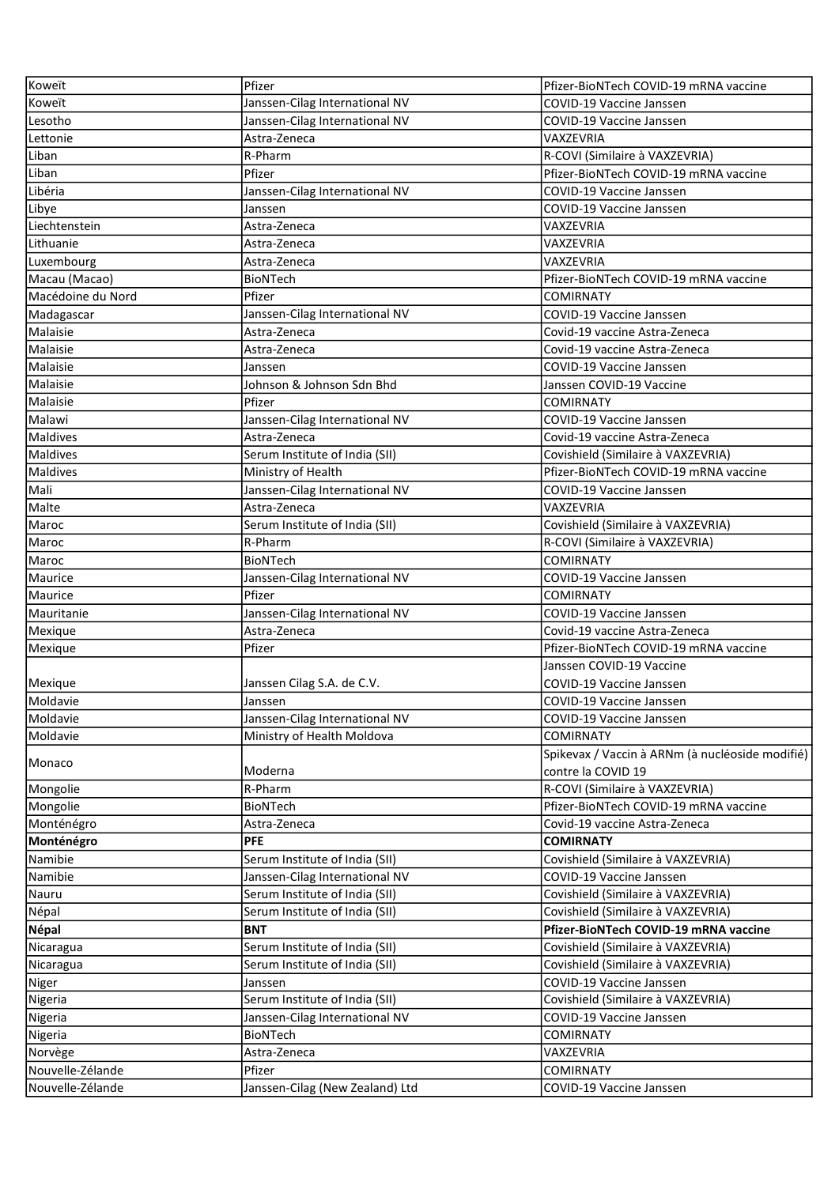| Koweït | Pfizer | Pfizer-BioNTech COVID-19 mRNA vaccine |
|---|---|---|
| Koweït | Janssen-Cilag International NV | COVID-19 Vaccine Janssen |
| Lesotho | Janssen-Cilag International NV | COVID-19 Vaccine Janssen |
| Lettonie | Astra-Zeneca | VAXZEVRIA |
| Liban | R-Pharm | R-COVI (Similaire à VAXZEVRIA) |
| Liban | Pfizer | Pfizer-BioNTech COVID-19 mRNA vaccine |
| Libéria | Janssen-Cilag International NV | COVID-19 Vaccine Janssen |
| Libye | Janssen | COVID-19 Vaccine Janssen |
| Liechtenstein | Astra-Zeneca | VAXZEVRIA |
| Lithuanie | Astra-Zeneca | VAXZEVRIA |
| Luxembourg | Astra-Zeneca | VAXZEVRIA |
| Macau (Macao) | BioNTech | Pfizer-BioNTech COVID-19 mRNA vaccine |
| Macédoine du Nord | Pfizer | COMIRNATY |
| Madagascar | Janssen-Cilag International NV | COVID-19 Vaccine Janssen |
| Malaisie | Astra-Zeneca | Covid-19 vaccine Astra-Zeneca |
| Malaisie | Astra-Zeneca | Covid-19 vaccine Astra-Zeneca |
| Malaisie | Janssen | COVID-19 Vaccine Janssen |
| Malaisie | Johnson & Johnson Sdn Bhd | Janssen COVID-19 Vaccine |
| Malaisie | Pfizer | COMIRNATY |
| Malawi | Janssen-Cilag International NV | COVID-19 Vaccine Janssen |
| Maldives | Astra-Zeneca | Covid-19 vaccine Astra-Zeneca |
| Maldives | Serum Institute of India (SII) | Covishield (Similaire à VAXZEVRIA) |
| Maldives | Ministry of Health | Pfizer-BioNTech COVID-19 mRNA vaccine |
| Mali | Janssen-Cilag International NV | COVID-19 Vaccine Janssen |
| Malte | Astra-Zeneca | VAXZEVRIA |
| Maroc | Serum Institute of India (SII) | Covishield (Similaire à VAXZEVRIA) |
| Maroc | R-Pharm | R-COVI (Similaire à VAXZEVRIA) |
| Maroc | BioNTech | COMIRNATY |
| Maurice | Janssen-Cilag International NV | COVID-19 Vaccine Janssen |
| Maurice | Pfizer | COMIRNATY |
| Mauritanie | Janssen-Cilag International NV | COVID-19 Vaccine Janssen |
| Mexique | Astra-Zeneca | Covid-19 vaccine Astra-Zeneca |
| Mexique | Pfizer | Pfizer-BioNTech COVID-19 mRNA vaccine |
| Mexique | Janssen Cilag S.A. de C.V. | Janssen COVID-19 Vaccine COVID-19 Vaccine Janssen |
| Moldavie | Janssen | COVID-19 Vaccine Janssen |
| Moldavie | Janssen-Cilag International NV | COVID-19 Vaccine Janssen |
| Moldavie | Ministry of Health Moldova | COMIRNATY |
| Monaco | Moderna | Spikevax / Vaccin à ARNm (à nucléoside modifié) contre la COVID 19 |
| Mongolie | R-Pharm | R-COVI (Similaire à VAXZEVRIA) |
| Mongolie | BioNTech | Pfizer-BioNTech COVID-19 mRNA vaccine |
| Monténégro | Astra-Zeneca | Covid-19 vaccine Astra-Zeneca |
| **Monténégro** | **PFE** | **COMIRNATY** |
| Namibie | Serum Institute of India (SII) | Covishield (Similaire à VAXZEVRIA) |
| Namibie | Janssen-Cilag International NV | COVID-19 Vaccine Janssen |
| Nauru | Serum Institute of India (SII) | Covishield (Similaire à VAXZEVRIA) |
| Népal | Serum Institute of India (SII) | Covishield (Similaire à VAXZEVRIA) |
| **Népal** | **BNT** | **Pfizer-BioNTech COVID-19 mRNA vaccine** |
| Nicaragua | Serum Institute of India (SII) | Covishield (Similaire à VAXZEVRIA) |
| Nicaragua | Serum Institute of India (SII) | Covishield (Similaire à VAXZEVRIA) |
| Niger | Janssen | COVID-19 Vaccine Janssen |
| Nigeria | Serum Institute of India (SII) | Covishield (Similaire à VAXZEVRIA) |
| Nigeria | Janssen-Cilag International NV | COVID-19 Vaccine Janssen |
| Nigeria | BioNTech | COMIRNATY |
| Norvège | Astra-Zeneca | VAXZEVRIA |
| Nouvelle-Zélande | Pfizer | COMIRNATY |
| Nouvelle-Zélande | Janssen-Cilag (New Zealand) Ltd | COVID-19 Vaccine Janssen |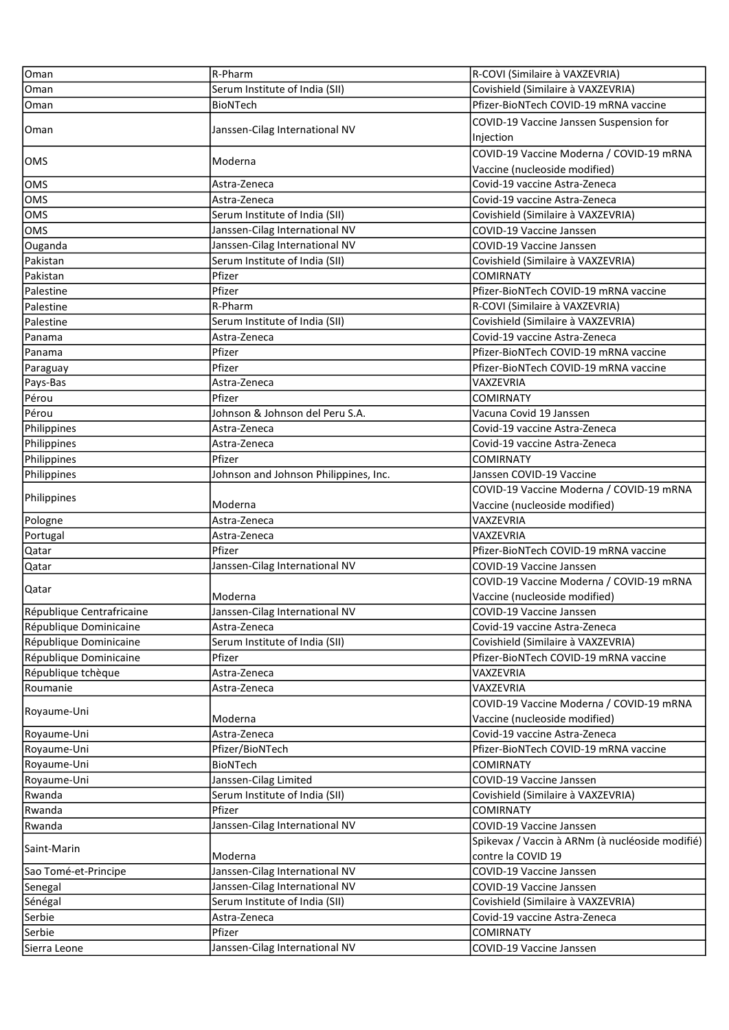| Oman | R-Pharm | R-COVI (Similaire à VAXZEVRIA) |
|---|---|---|
| Oman | Serum Institute of India (SII) | Covishield (Similaire à VAXZEVRIA) |
| Oman | BioNTech | Pfizer-BioNTech COVID-19 mRNA vaccine |
| Oman | Janssen-Cilag International NV | COVID-19 Vaccine Janssen Suspension for Injection |
| OMS | Moderna | COVID-19 Vaccine Moderna / COVID-19 mRNA Vaccine (nucleoside modified) |
| OMS | Astra-Zeneca | Covid-19 vaccine Astra-Zeneca |
| OMS | Astra-Zeneca | Covid-19 vaccine Astra-Zeneca |
| OMS | Serum Institute of India (SII) | Covishield (Similaire à VAXZEVRIA) |
| OMS | Janssen-Cilag International NV | COVID-19 Vaccine Janssen |
| Ouganda | Janssen-Cilag International NV | COVID-19 Vaccine Janssen |
| Pakistan | Serum Institute of India (SII) | Covishield (Similaire à VAXZEVRIA) |
| Pakistan | Pfizer | COMIRNATY |
| Palestine | Pfizer | Pfizer-BioNTech COVID-19 mRNA vaccine |
| Palestine | R-Pharm | R-COVI (Similaire à VAXZEVRIA) |
| Palestine | Serum Institute of India (SII) | Covishield (Similaire à VAXZEVRIA) |
| Panama | Astra-Zeneca | Covid-19 vaccine Astra-Zeneca |
| Panama | Pfizer | Pfizer-BioNTech COVID-19 mRNA vaccine |
| Paraguay | Pfizer | Pfizer-BioNTech COVID-19 mRNA vaccine |
| Pays-Bas | Astra-Zeneca | VAXZEVRIA |
| Pérou | Pfizer | COMIRNATY |
| Pérou | Johnson & Johnson del Peru S.A. | Vacuna Covid 19 Janssen |
| Philippines | Astra-Zeneca | Covid-19 vaccine Astra-Zeneca |
| Philippines | Astra-Zeneca | Covid-19 vaccine Astra-Zeneca |
| Philippines | Pfizer | COMIRNATY |
| Philippines | Johnson and Johnson Philippines, Inc. | Janssen COVID-19 Vaccine |
| Philippines | Moderna | COVID-19 Vaccine Moderna / COVID-19 mRNA Vaccine (nucleoside modified) |
| Pologne | Astra-Zeneca | VAXZEVRIA |
| Portugal | Astra-Zeneca | VAXZEVRIA |
| Qatar | Pfizer | Pfizer-BioNTech COVID-19 mRNA vaccine |
| Qatar | Janssen-Cilag International NV | COVID-19 Vaccine Janssen |
| Qatar | Moderna | COVID-19 Vaccine Moderna / COVID-19 mRNA Vaccine (nucleoside modified) |
| République Centrafricaine | Janssen-Cilag International NV | COVID-19 Vaccine Janssen |
| République Dominicaine | Astra-Zeneca | Covid-19 vaccine Astra-Zeneca |
| République Dominicaine | Serum Institute of India (SII) | Covishield (Similaire à VAXZEVRIA) |
| République Dominicaine | Pfizer | Pfizer-BioNTech COVID-19 mRNA vaccine |
| République tchèque | Astra-Zeneca | VAXZEVRIA |
| Roumanie | Astra-Zeneca | VAXZEVRIA |
| Royaume-Uni | Moderna | COVID-19 Vaccine Moderna / COVID-19 mRNA Vaccine (nucleoside modified) |
| Royaume-Uni | Astra-Zeneca | Covid-19 vaccine Astra-Zeneca |
| Royaume-Uni | Pfizer/BioNTech | Pfizer-BioNTech COVID-19 mRNA vaccine |
| Royaume-Uni | BioNTech | COMIRNATY |
| Royaume-Uni | Janssen-Cilag Limited | COVID-19 Vaccine Janssen |
| Rwanda | Serum Institute of India (SII) | Covishield (Similaire à VAXZEVRIA) |
| Rwanda | Pfizer | COMIRNATY |
| Rwanda | Janssen-Cilag International NV | COVID-19 Vaccine Janssen |
| Saint-Marin | Moderna | Spikevax / Vaccin à ARNm (à nucléoside modifié) contre la COVID 19 |
| Sao Tomé-et-Principe | Janssen-Cilag International NV | COVID-19 Vaccine Janssen |
| Senegal | Janssen-Cilag International NV | COVID-19 Vaccine Janssen |
| Sénégal | Serum Institute of India (SII) | Covishield (Similaire à VAXZEVRIA) |
| Serbie | Astra-Zeneca | Covid-19 vaccine Astra-Zeneca |
| Serbie | Pfizer | COMIRNATY |
| Sierra Leone | Janssen-Cilag International NV | COVID-19 Vaccine Janssen |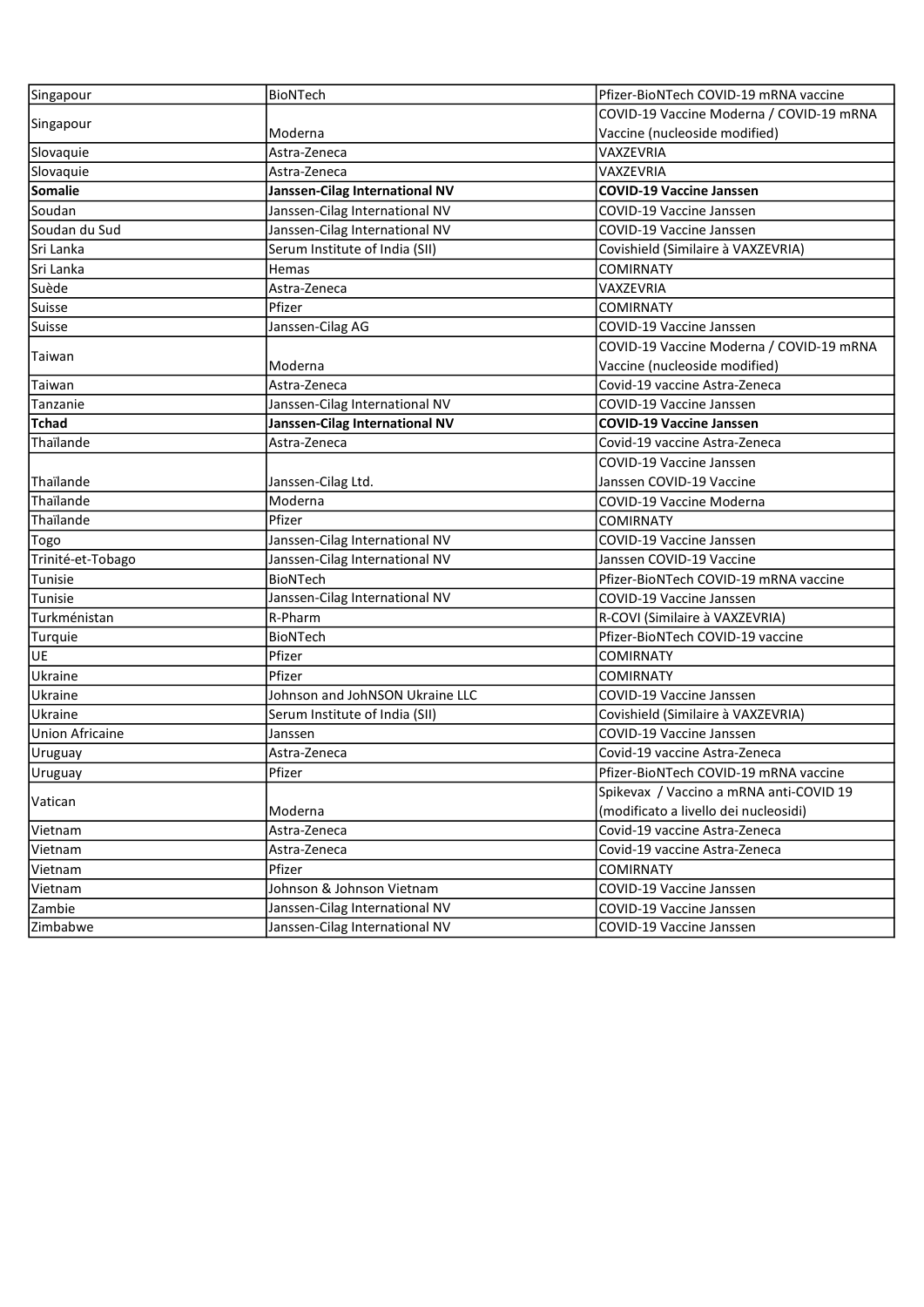| | | |
|---|---|---|
| Singapour | BioNTech | Pfizer-BioNTech COVID-19 mRNA vaccine |
| Singapour | Moderna | COVID-19 Vaccine Moderna / COVID-19 mRNA Vaccine (nucleoside modified) |
| Slovaquie | Astra-Zeneca | VAXZEVRIA |
| Slovaquie | Astra-Zeneca | VAXZEVRIA |
| **Somalie** | **Janssen-Cilag International NV** | **COVID-19 Vaccine Janssen** |
| Soudan | Janssen-Cilag International NV | COVID-19 Vaccine Janssen |
| Soudan du Sud | Janssen-Cilag International NV | COVID-19 Vaccine Janssen |
| Sri Lanka | Serum Institute of India (SII) | Covishield (Similaire à VAXZEVRIA) |
| Sri Lanka | Hemas | COMIRNATY |
| Suède | Astra-Zeneca | VAXZEVRIA |
| Suisse | Pfizer | COMIRNATY |
| Suisse | Janssen-Cilag AG | COVID-19 Vaccine Janssen |
| Taiwan | Moderna | COVID-19 Vaccine Moderna / COVID-19 mRNA Vaccine (nucleoside modified) |
| Taiwan | Astra-Zeneca | Covid-19 vaccine Astra-Zeneca |
| Tanzanie | Janssen-Cilag International NV | COVID-19 Vaccine Janssen |
| **Tchad** | **Janssen-Cilag International NV** | **COVID-19 Vaccine Janssen** |
| Thaïlande | Astra-Zeneca | Covid-19 vaccine Astra-Zeneca |
| Thaïlande | Janssen-Cilag Ltd. | COVID-19 Vaccine Janssen Janssen COVID-19 Vaccine |
| Thaïlande | Moderna | COVID-19 Vaccine Moderna |
| Thaïlande | Pfizer | COMIRNATY |
| Togo | Janssen-Cilag International NV | COVID-19 Vaccine Janssen |
| Trinité-et-Tobago | Janssen-Cilag International NV | Janssen COVID-19 Vaccine |
| Tunisie | BioNTech | Pfizer-BioNTech COVID-19 mRNA vaccine |
| Tunisie | Janssen-Cilag International NV | COVID-19 Vaccine Janssen |
| Turkménistan | R-Pharm | R-COVI (Similaire à VAXZEVRIA) |
| Turquie | BioNTech | Pfizer-BioNTech COVID-19 vaccine |
| UE | Pfizer | COMIRNATY |
| Ukraine | Pfizer | COMIRNATY |
| Ukraine | Johnson and JohNSON Ukraine LLC | COVID-19 Vaccine Janssen |
| Ukraine | Serum Institute of India (SII) | Covishield (Similaire à VAXZEVRIA) |
| Union Africaine | Janssen | COVID-19 Vaccine Janssen |
| Uruguay | Astra-Zeneca | Covid-19 vaccine Astra-Zeneca |
| Uruguay | Pfizer | Pfizer-BioNTech COVID-19 mRNA vaccine |
| Vatican | Moderna | Spikevax / Vaccino a mRNA anti-COVID 19 (modificato a livello dei nucleosidi) |
| Vietnam | Astra-Zeneca | Covid-19 vaccine Astra-Zeneca |
| Vietnam | Astra-Zeneca | Covid-19 vaccine Astra-Zeneca |
| Vietnam | Pfizer | COMIRNATY |
| Vietnam | Johnson & Johnson Vietnam | COVID-19 Vaccine Janssen |
| Zambie | Janssen-Cilag International NV | COVID-19 Vaccine Janssen |
| Zimbabwe | Janssen-Cilag International NV | COVID-19 Vaccine Janssen |